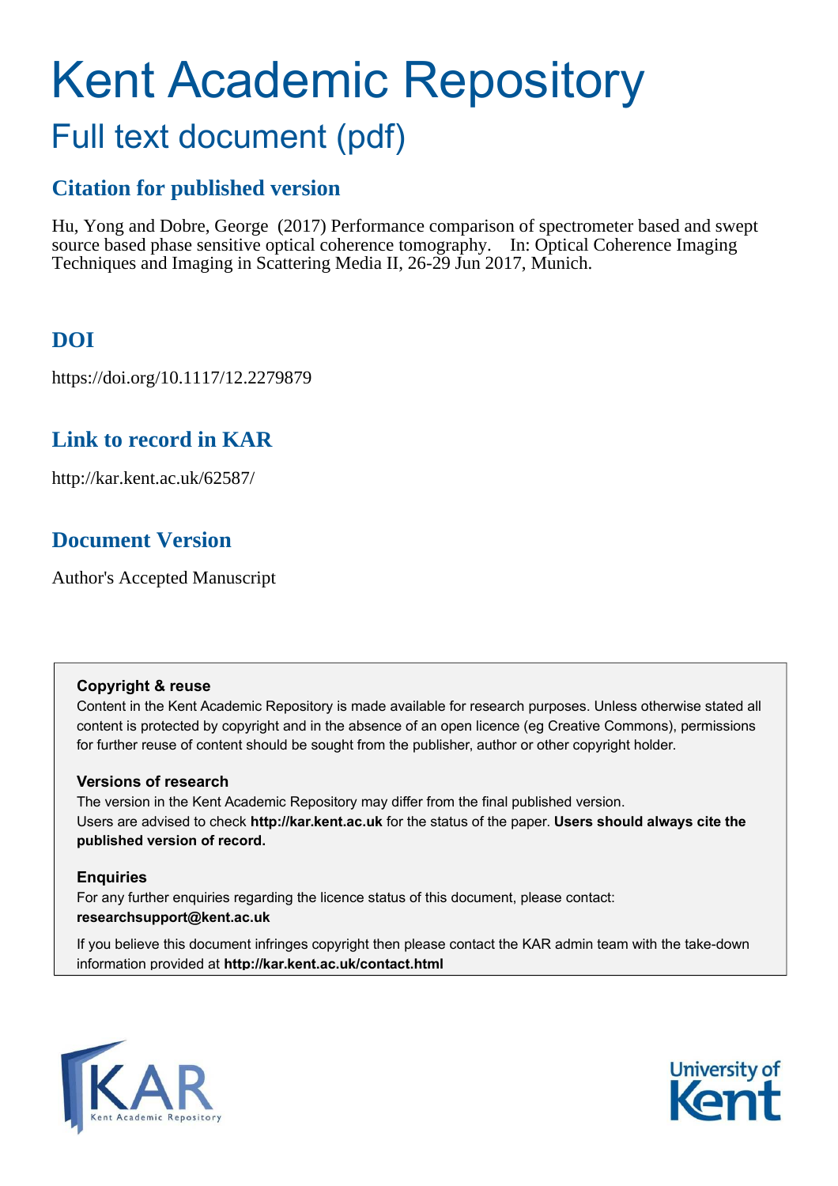# Kent Academic Repository

## Full text document (pdf)

### Citation for published version

Hu, Yong and Dobre, George (2017) Performance comparison of spectrometer based and swept source based phase sensitive optical coherence tomography. In: Optical Coherence Imaging Techniques and Imaging in Scattering Media II, 26-29 Jun 2017, Munich.

### DOI

https://doi.org/10.1117/12.2279879

### Link to record in KAR

http://kar.kent.ac.uk/62587/

### Document Version

Author's Accepted Manuscript

**Copyright & reuse**

Content in the Kent Academic Repository is made available for research purposes. Unless otherwise stated all content is protected by copyright and in the absence of an open licence (eg Creative Commons), permissions for further reuse of content should be sought from the publisher, author or other copyright holder.

**Versions of research**

The version in the Kent Academic Repository may differ from the final published version. Users are advised to check **http://kar.kent.ac.uk** for the status of the paper. **Users should always cite the published version of record.**

**Enquiries**

For any further enquiries regarding the licence status of this document, please contact: **researchsupport@kent.ac.uk**

If you believe this document infringes copyright then please contact the KAR admin team with the take-down information provided at **http://kar.kent.ac.uk/contact.html**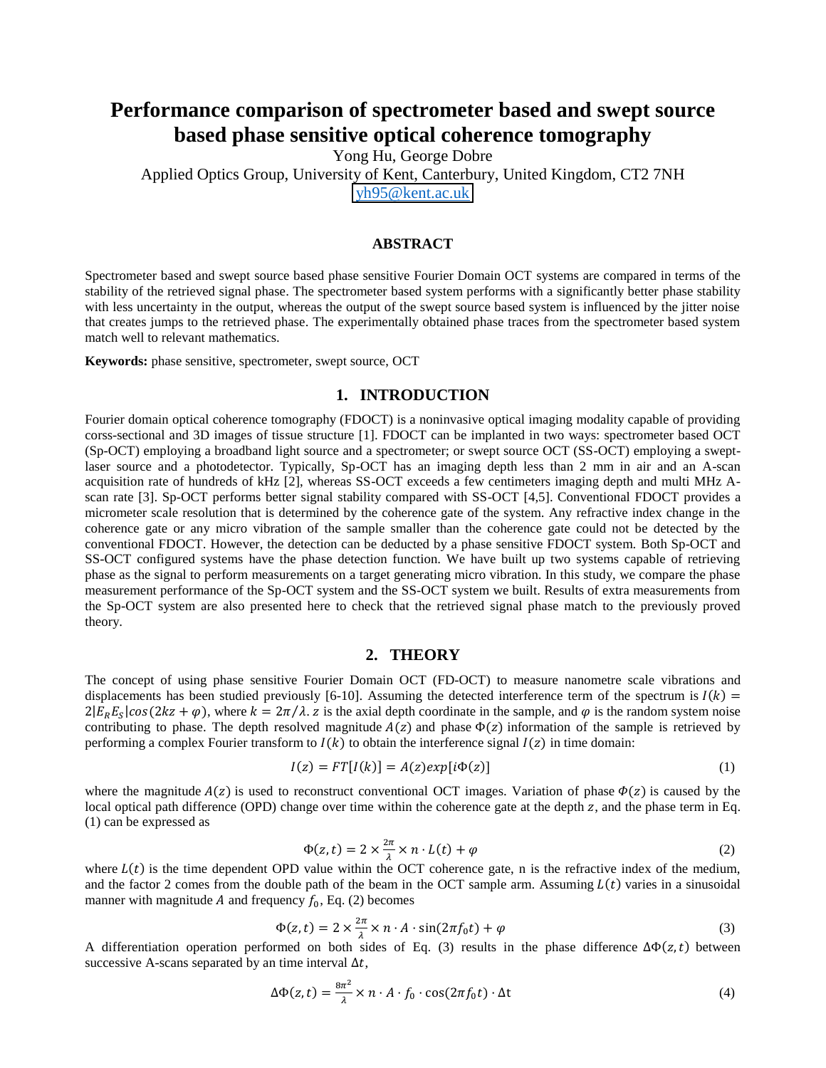# Performance comparison of spectrometer based and swept source based phase sensitive optical coherence tomography

Yong Hu, George Dobre

Applied Optics Group, University of Kent, Canterbury, United Kingdom, CT2 7NH

yh95@kent.ac.uk

## ABSTRACT

Spectrometer based and swept source based phase sensitive Fourier Domain OCT systems are compared in terms of the stability of the retrieved signal phase. The spectrometer based system performs with a significantly better phase stability with less uncertainty in the output, whereas the output of the swept source based system is influenced by the jitter noise that creates jumps to the retrieved phase. The experimentally obtained phase traces from the spectrometer based system match well to relevant mathematics.

**Keywords:** phase sensitive, spectrometer, swept source, OCT

## 1. INTRODUCTION

Fourier domain optical coherence tomography (FDOCT) is a noninvasive optical imaging modality capable of providing corss-sectional and 3D images of tissue structure [1]. FDOCT can be implanted in two ways: spectrometer based OCT (Sp-OCT) employing a broadband light source and a spectrometer; or swept source OCT (SS-OCT) employing a swept-laser source and a photodetector. Typically, Sp-OCT has an imaging depth less than 2 mm in air and an A-scan acquisition rate of hundreds of kHz [2], whereas SS-OCT exceeds a few centimeters imaging depth and multi MHz A-scan rate [3]. Sp-OCT performs better signal stability compared with SS-OCT [4,5]. Conventional FDOCT provides a micrometer scale resolution that is determined by the coherence gate of the system. Any refractive index change in the coherence gate or any micro vibration of the sample smaller than the coherence gate could not be detected by the conventional FDOCT. However, the detection can be deducted by a phase sensitive FDOCT system. Both Sp-OCT and SS-OCT configured systems have the phase detection function. We have built up two systems capable of retrieving phase as the signal to perform measurements on a target generating micro vibration. In this study, we compare the phase measurement performance of the Sp-OCT system and the SS-OCT system we built. Results of extra measurements from the Sp-OCT system are also presented here to check that the retrieved signal phase match to the previously proved theory.

## 2. THEORY

The concept of using phase sensitive Fourier Domain OCT (FD-OCT) to measure nanometre scale vibrations and displacements has been studied previously [6-10]. Assuming the detected interference term of the spectrum is $I(k) = 2|E_R E_S|cos(2kz + \varphi)$, where $k = 2\pi/\lambda$. $z$ is the axial depth coordinate in the sample, and $\varphi$ is the random system noise contributing to phase. The depth resolved magnitude $A(z)$ and phase $\Phi(z)$ information of the sample is retrieved by performing a complex Fourier transform to $I(k)$ to obtain the interference signal $I(z)$ in time domain:

$$I(z) = FT[I(k)] = A(z)exp[i\Phi(z)] \tag{1}$$

where the magnitude $A(z)$ is used to reconstruct conventional OCT images. Variation of phase $\Phi(z)$ is caused by the local optical path difference (OPD) change over time within the coherence gate at the depth $z$, and the phase term in Eq. (1) can be expressed as

$$\Phi(z,t) = 2 \times \frac{2\pi}{\lambda} \times n \cdot L(t) + \varphi \tag{2}$$

where $L(t)$ is the time dependent OPD value within the OCT coherence gate, n is the refractive index of the medium, and the factor 2 comes from the double path of the beam in the OCT sample arm. Assuming $L(t)$ varies in a sinusoidal manner with magnitude $A$ and frequency $f_0$, Eq. (2) becomes

$$\Phi(z,t) = 2 \times \frac{2\pi}{\lambda} \times n \cdot A \cdot \sin(2\pi f_0 t) + \varphi \tag{3}$$

A differentiation operation performed on both sides of Eq. (3) results in the phase difference $\Delta\Phi(z,t)$ between successive A-scans separated by an time interval $\Delta t$,

$$\Delta\Phi(z,t) = \frac{8\pi^2}{\lambda} \times n \cdot A \cdot f_0 \cdot \cos(2\pi f_0 t) \cdot \Delta t \tag{4}$$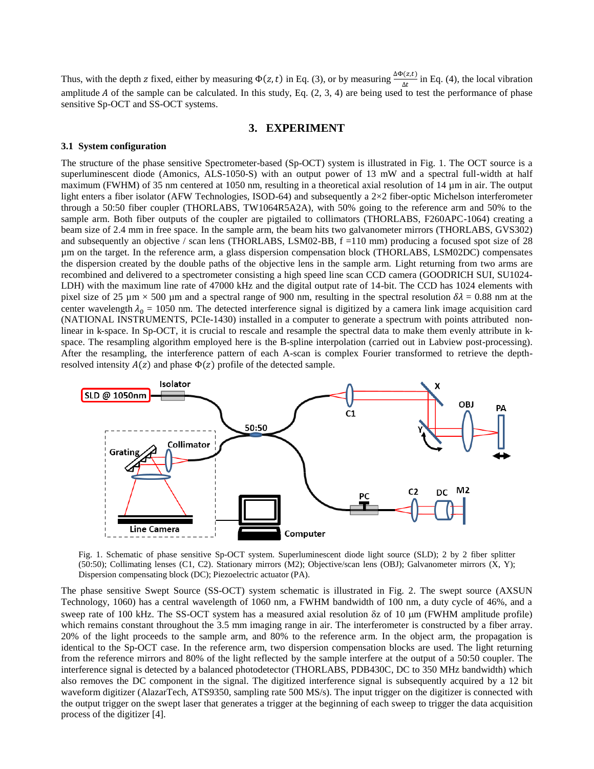Thus, with the depth $z$ fixed, either by measuring $\Phi(z,t)$ in Eq. (3), or by measuring $\frac{\Delta\Phi(z,t)}{\Delta t}$ in Eq. (4), the local vibration amplitude $A$ of the sample can be calculated. In this study, Eq. (2, 3, 4) are being used to test the performance of phase sensitive Sp-OCT and SS-OCT systems.

## 3. EXPERIMENT

### 3.1 System configuration

The structure of the phase sensitive Spectrometer-based (Sp-OCT) system is illustrated in Fig. 1. The OCT source is a superluminescent diode (Amonics, ALS-1050-S) with an output power of 13 mW and a spectral full-width at half maximum (FWHM) of 35 nm centered at 1050 nm, resulting in a theoretical axial resolution of 14 µm in air. The output light enters a fiber isolator (AFW Technologies, ISOD-64) and subsequently a 2×2 fiber-optic Michelson interferometer through a 50:50 fiber coupler (THORLABS, TW1064R5A2A), with 50% going to the reference arm and 50% to the sample arm. Both fiber outputs of the coupler are pigtailed to collimators (THORLABS, F260APC-1064) creating a beam size of 2.4 mm in free space. In the sample arm, the beam hits two galvanometer mirrors (THORLABS, GVS302) and subsequently an objective / scan lens (THORLABS, LSM02-BB, f =110 mm) producing a focused spot size of 28 µm on the target. In the reference arm, a glass dispersion compensation block (THORLABS, LSM02DC) compensates the dispersion created by the double paths of the objective lens in the sample arm. Light returning from two arms are recombined and delivered to a spectrometer consisting a high speed line scan CCD camera (GOODRICH SUI, SU1024-LDH) with the maximum line rate of 47000 kHz and the digital output rate of 14-bit. The CCD has 1024 elements with pixel size of 25 µm × 500 µm and a spectral range of 900 nm, resulting in the spectral resolution $\delta\lambda$ = 0.88 nm at the center wavelength $\lambda_0$ = 1050 nm. The detected interference signal is digitized by a camera link image acquisition card (NATIONAL INSTRUMENTS, PCIe-1430) installed in a computer to generate a spectrum with points attributed non-linear in k-space. In Sp-OCT, it is crucial to rescale and resample the spectral data to make them evenly attribute in k-space. The resampling algorithm employed here is the B-spline interpolation (carried out in Labview post-processing). After the resampling, the interference pattern of each A-scan is complex Fourier transformed to retrieve the depth-resolved intensity $A(z)$ and phase $\Phi(z)$ profile of the detected sample.

Fig. 1. Schematic of phase sensitive Sp-OCT system. Superluminescent diode light source (SLD); 2 by 2 fiber splitter (50:50); Collimating lenses (C1, C2). Stationary mirrors (M2); Objective/scan lens (OBJ); Galvanometer mirrors (X, Y); Dispersion compensating block (DC); Piezoelectric actuator (PA).

The phase sensitive Swept Source (SS-OCT) system schematic is illustrated in Fig. 2. The swept source (AXSUN Technology, 1060) has a central wavelength of 1060 nm, a FWHM bandwidth of 100 nm, a duty cycle of 46%, and a sweep rate of 100 kHz. The SS-OCT system has a measured axial resolution δz of 10 µm (FWHM amplitude profile) which remains constant throughout the 3.5 mm imaging range in air. The interferometer is constructed by a fiber array. 20% of the light proceeds to the sample arm, and 80% to the reference arm. In the object arm, the propagation is identical to the Sp-OCT case. In the reference arm, two dispersion compensation blocks are used. The light returning from the reference mirrors and 80% of the light reflected by the sample interfere at the output of a 50:50 coupler. The interference signal is detected by a balanced photodetector (THORLABS, PDB430C, DC to 350 MHz bandwidth) which also removes the DC component in the signal. The digitized interference signal is subsequently acquired by a 12 bit waveform digitizer (AlazarTech, ATS9350, sampling rate 500 MS/s). The input trigger on the digitizer is connected with the output trigger on the swept laser that generates a trigger at the beginning of each sweep to trigger the data acquisition process of the digitizer [4].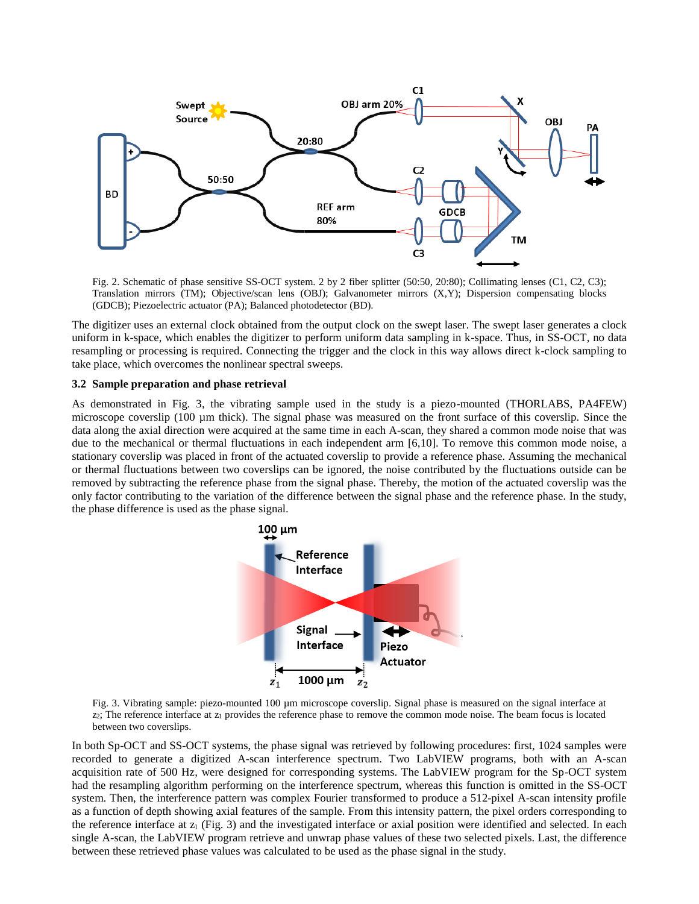Fig. 2. Schematic of phase sensitive SS-OCT system. 2 by 2 fiber splitter (50:50, 20:80); Collimating lenses (C1, C2, C3); Translation mirrors (TM); Objective/scan lens (OBJ); Galvanometer mirrors (X,Y); Dispersion compensating blocks (GDCB); Piezoelectric actuator (PA); Balanced photodetector (BD).

The digitizer uses an external clock obtained from the output clock on the swept laser. The swept laser generates a clock uniform in k-space, which enables the digitizer to perform uniform data sampling in k-space. Thus, in SS-OCT, no data resampling or processing is required. Connecting the trigger and the clock in this way allows direct k-clock sampling to take place, which overcomes the nonlinear spectral sweeps.

### 3.2 Sample preparation and phase retrieval

As demonstrated in Fig. 3, the vibrating sample used in the study is a piezo-mounted (THORLABS, PA4FEW) microscope coverslip (100 µm thick). The signal phase was measured on the front surface of this coverslip. Since the data along the axial direction were acquired at the same time in each A-scan, they shared a common mode noise that was due to the mechanical or thermal fluctuations in each independent arm [6,10]. To remove this common mode noise, a stationary coverslip was placed in front of the actuated coverslip to provide a reference phase. Assuming the mechanical or thermal fluctuations between two coverslips can be ignored, the noise contributed by the fluctuations outside can be removed by subtracting the reference phase from the signal phase. Thereby, the motion of the actuated coverslip was the only factor contributing to the variation of the difference between the signal phase and the reference phase. In the study, the phase difference is used as the phase signal.

Fig. 3. Vibrating sample: piezo-mounted 100 µm microscope coverslip. Signal phase is measured on the signal interface at $z_2$; The reference interface at $z_1$ provides the reference phase to remove the common mode noise. The beam focus is located between two coverslips.

In both Sp-OCT and SS-OCT systems, the phase signal was retrieved by following procedures: first, 1024 samples were recorded to generate a digitized A-scan interference spectrum. Two LabVIEW programs, both with an A-scan acquisition rate of 500 Hz, were designed for corresponding systems. The LabVIEW program for the Sp-OCT system had the resampling algorithm performing on the interference spectrum, whereas this function is omitted in the SS-OCT system. Then, the interference pattern was complex Fourier transformed to produce a 512-pixel A-scan intensity profile as a function of depth showing axial features of the sample. From this intensity pattern, the pixel orders corresponding to the reference interface at $z_1$ (Fig. 3) and the investigated interface or axial position were identified and selected. In each single A-scan, the LabVIEW program retrieve and unwrap phase values of these two selected pixels. Last, the difference between these retrieved phase values was calculated to be used as the phase signal in the study.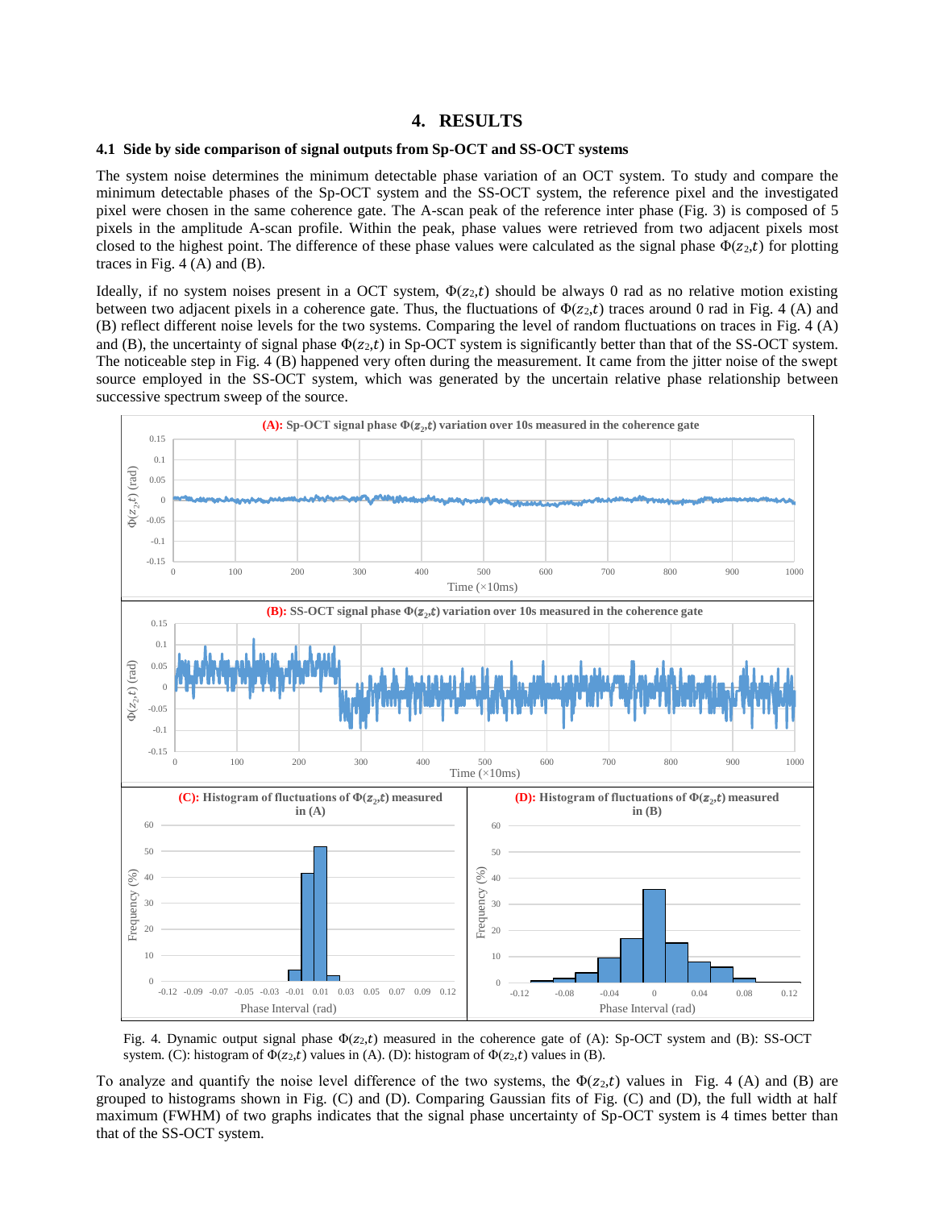# 4. RESULTS

### 4.1 Side by side comparison of signal outputs from Sp-OCT and SS-OCT systems

The system noise determines the minimum detectable phase variation of an OCT system. To study and compare the minimum detectable phases of the Sp-OCT system and the SS-OCT system, the reference pixel and the investigated pixel were chosen in the same coherence gate. The A-scan peak of the reference inter phase (Fig. 3) is composed of 5 pixels in the amplitude A-scan profile. Within the peak, phase values were retrieved from two adjacent pixels most closed to the highest point. The difference of these phase values were calculated as the signal phase $\Phi(z_2,t)$ for plotting traces in Fig. 4 (A) and (B).

Ideally, if no system noises present in a OCT system, $\Phi(z_2,t)$ should be always 0 rad as no relative motion existing between two adjacent pixels in a coherence gate. Thus, the fluctuations of $\Phi(z_2,t)$ traces around 0 rad in Fig. 4 (A) and (B) reflect different noise levels for the two systems. Comparing the level of random fluctuations on traces in Fig. 4 (A) and (B), the uncertainty of signal phase $\Phi(z_2,t)$ in Sp-OCT system is significantly better than that of the SS-OCT system. The noticeable step in Fig. 4 (B) happened very often during the measurement. It came from the jitter noise of the swept source employed in the SS-OCT system, which was generated by the uncertain relative phase relationship between successive spectrum sweep of the source.

Fig. 4. Dynamic output signal phase $\Phi(z_2,t)$ measured in the coherence gate of (A): Sp-OCT system and (B): SS-OCT system. (C): histogram of $\Phi(z_2,t)$ values in (A). (D): histogram of $\Phi(z_2,t)$ values in (B).

To analyze and quantify the noise level difference of the two systems, the $\Phi(z_2,t)$ values in Fig. 4 (A) and (B) are grouped to histograms shown in Fig. (C) and (D). Comparing Gaussian fits of Fig. (C) and (D), the full width at half maximum (FWHM) of two graphs indicates that the signal phase uncertainty of Sp-OCT system is 4 times better than that of the SS-OCT system.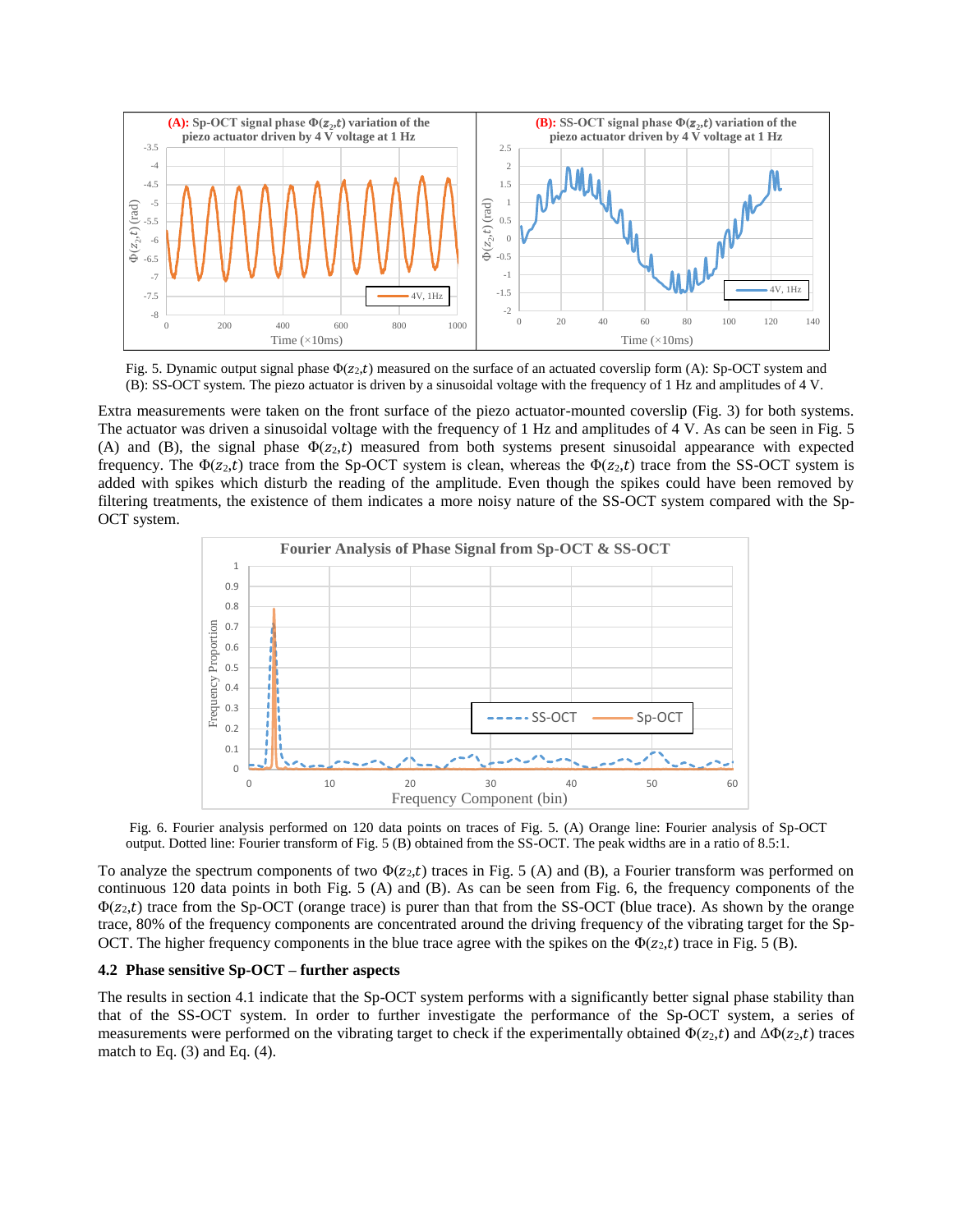Fig. 5. Dynamic output signal phase $\Phi(z_2,t)$ measured on the surface of an actuated coverslip form (A): Sp-OCT system and (B): SS-OCT system. The piezo actuator is driven by a sinusoidal voltage with the frequency of 1 Hz and amplitudes of 4 V.

Extra measurements were taken on the front surface of the piezo actuator-mounted coverslip (Fig. 3) for both systems. The actuator was driven a sinusoidal voltage with the frequency of 1 Hz and amplitudes of 4 V. As can be seen in Fig. 5 (A) and (B), the signal phase $\Phi(z_2,t)$ measured from both systems present sinusoidal appearance with expected frequency. The $\Phi(z_2,t)$ trace from the Sp-OCT system is clean, whereas the $\Phi(z_2,t)$ trace from the SS-OCT system is added with spikes which disturb the reading of the amplitude. Even though the spikes could have been removed by filtering treatments, the existence of them indicates a more noisy nature of the SS-OCT system compared with the Sp-OCT system.

Fig. 6. Fourier analysis performed on 120 data points on traces of Fig. 5. (A) Orange line: Fourier analysis of Sp-OCT output. Dotted line: Fourier transform of Fig. 5 (B) obtained from the SS-OCT. The peak widths are in a ratio of 8.5:1.

To analyze the spectrum components of two $\Phi(z_2,t)$ traces in Fig. 5 (A) and (B), a Fourier transform was performed on continuous 120 data points in both Fig. 5 (A) and (B). As can be seen from Fig. 6, the frequency components of the $\Phi(z_2,t)$ trace from the Sp-OCT (orange trace) is purer than that from the SS-OCT (blue trace). As shown by the orange trace, 80% of the frequency components are concentrated around the driving frequency of the vibrating target for the Sp-OCT. The higher frequency components in the blue trace agree with the spikes on the $\Phi(z_2,t)$ trace in Fig. 5 (B).

### 4.2 Phase sensitive Sp-OCT – further aspects

The results in section 4.1 indicate that the Sp-OCT system performs with a significantly better signal phase stability than that of the SS-OCT system. In order to further investigate the performance of the Sp-OCT system, a series of measurements were performed on the vibrating target to check if the experimentally obtained $\Phi(z_2,t)$ and $\Delta\Phi(z_2,t)$ traces match to Eq. (3) and Eq. (4).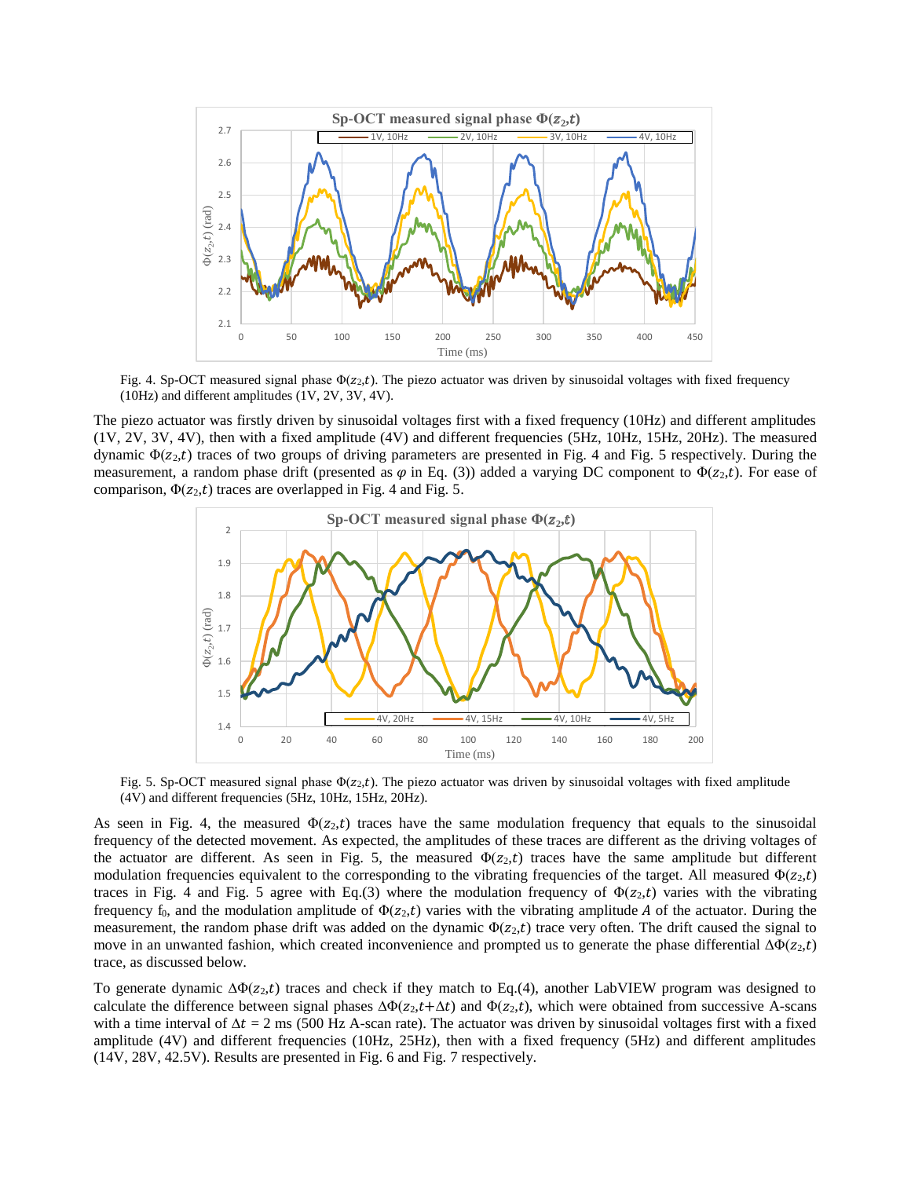Fig. 4. Sp-OCT measured signal phase $\Phi(z_2,t)$. The piezo actuator was driven by sinusoidal voltages with fixed frequency (10Hz) and different amplitudes (1V, 2V, 3V, 4V).

The piezo actuator was firstly driven by sinusoidal voltages first with a fixed frequency (10Hz) and different amplitudes (1V, 2V, 3V, 4V), then with a fixed amplitude (4V) and different frequencies (5Hz, 10Hz, 15Hz, 20Hz). The measured dynamic $\Phi(z_2,t)$ traces of two groups of driving parameters are presented in Fig. 4 and Fig. 5 respectively. During the measurement, a random phase drift (presented as $\varphi$ in Eq. (3)) added a varying DC component to $\Phi(z_2,t)$. For ease of comparison, $\Phi(z_2,t)$ traces are overlapped in Fig. 4 and Fig. 5.

Fig. 5. Sp-OCT measured signal phase $\Phi(z_2,t)$. The piezo actuator was driven by sinusoidal voltages with fixed amplitude (4V) and different frequencies (5Hz, 10Hz, 15Hz, 20Hz).

As seen in Fig. 4, the measured $\Phi(z_2,t)$ traces have the same modulation frequency that equals to the sinusoidal frequency of the detected movement. As expected, the amplitudes of these traces are different as the driving voltages of the actuator are different. As seen in Fig. 5, the measured $\Phi(z_2,t)$ traces have the same amplitude but different modulation frequencies equivalent to the corresponding to the vibrating frequencies of the target. All measured $\Phi(z_2,t)$ traces in Fig. 4 and Fig. 5 agree with Eq.(3) where the modulation frequency of $\Phi(z_2,t)$ varies with the vibrating frequency $f_0$, and the modulation amplitude of $\Phi(z_2,t)$ varies with the vibrating amplitude $A$ of the actuator. During the measurement, the random phase drift was added on the dynamic $\Phi(z_2,t)$ trace very often. The drift caused the signal to move in an unwanted fashion, which created inconvenience and prompted us to generate the phase differential $\Delta\Phi(z_2,t)$ trace, as discussed below.

To generate dynamic $\Delta\Phi(z_2,t)$ traces and check if they match to Eq.(4), another LabVIEW program was designed to calculate the difference between signal phases $\Delta\Phi(z_2,t+\Delta t)$ and $\Phi(z_2,t)$, which were obtained from successive A-scans with a time interval of $\Delta t$ = 2 ms (500 Hz A-scan rate). The actuator was driven by sinusoidal voltages first with a fixed amplitude (4V) and different frequencies (10Hz, 25Hz), then with a fixed frequency (5Hz) and different amplitudes (14V, 28V, 42.5V). Results are presented in Fig. 6 and Fig. 7 respectively.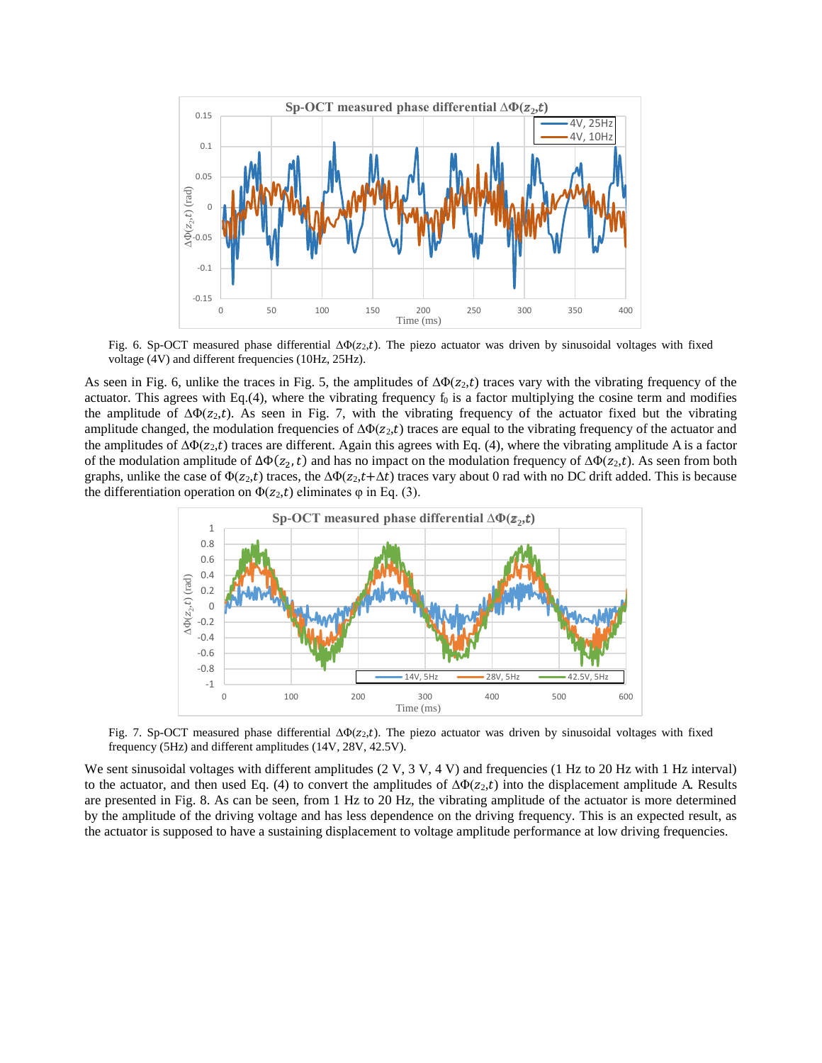Fig. 6. Sp-OCT measured phase differential $\Delta\Phi(z_2,t)$. The piezo actuator was driven by sinusoidal voltages with fixed voltage (4V) and different frequencies (10Hz, 25Hz).

As seen in Fig. 6, unlike the traces in Fig. 5, the amplitudes of $\Delta\Phi(z_2,t)$ traces vary with the vibrating frequency of the actuator. This agrees with Eq.(4), where the vibrating frequency $f_0$ is a factor multiplying the cosine term and modifies the amplitude of $\Delta\Phi(z_2,t)$. As seen in Fig. 7, with the vibrating frequency of the actuator fixed but the vibrating amplitude changed, the modulation frequencies of $\Delta\Phi(z_2,t)$ traces are equal to the vibrating frequency of the actuator and the amplitudes of $\Delta\Phi(z_2,t)$ traces are different. Again this agrees with Eq. (4), where the vibrating amplitude A is a factor of the modulation amplitude of $\Delta\Phi(z_2,t)$ and has no impact on the modulation frequency of $\Delta\Phi(z_2,t)$. As seen from both graphs, unlike the case of $\Phi(z_2,t)$ traces, the $\Delta\Phi(z_2,t+\Delta t)$ traces vary about 0 rad with no DC drift added. This is because the differentiation operation on $\Phi(z_2,t)$ eliminates $\varphi$ in Eq. (3).

Fig. 7. Sp-OCT measured phase differential $\Delta\Phi(z_2,t)$. The piezo actuator was driven by sinusoidal voltages with fixed frequency (5Hz) and different amplitudes (14V, 28V, 42.5V).

We sent sinusoidal voltages with different amplitudes (2 V, 3 V, 4 V) and frequencies (1 Hz to 20 Hz with 1 Hz interval) to the actuator, and then used Eq. (4) to convert the amplitudes of $\Delta\Phi(z_2,t)$ into the displacement amplitude A. Results are presented in Fig. 8. As can be seen, from 1 Hz to 20 Hz, the vibrating amplitude of the actuator is more determined by the amplitude of the driving voltage and has less dependence on the driving frequency. This is an expected result, as the actuator is supposed to have a sustaining displacement to voltage amplitude performance at low driving frequencies.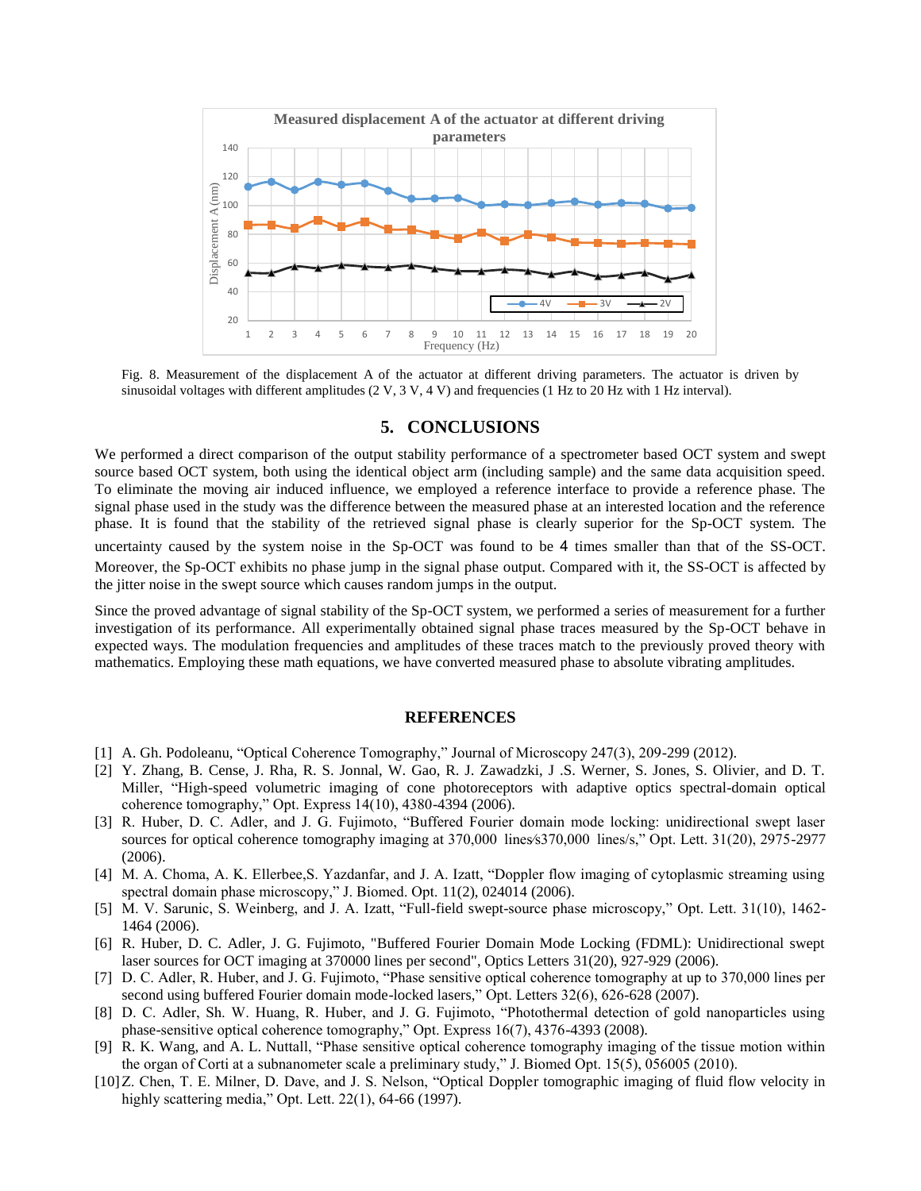Measured displacement A of the actuator at different driving parameters

Displacement A (nm)

140
120
100
80
60
40
20

1 2 3 4 5 6 7 8 9 10 11 12 13 14 15 16 17 18 19 20

Frequency (Hz)

4V 3V 2V

Fig. 8. Measurement of the displacement A of the actuator at different driving parameters. The actuator is driven by sinusoidal voltages with different amplitudes (2 V, 3 V, 4 V) and frequencies (1 Hz to 20 Hz with 1 Hz interval).

## 5. CONCLUSIONS

We performed a direct comparison of the output stability performance of a spectrometer based OCT system and swept source based OCT system, both using the identical object arm (including sample) and the same data acquisition speed. To eliminate the moving air induced influence, we employed a reference interface to provide a reference phase. The signal phase used in the study was the difference between the measured phase at an interested location and the reference phase. It is found that the stability of the retrieved signal phase is clearly superior for the Sp-OCT system. The uncertainty caused by the system noise in the Sp-OCT was found to be 4 times smaller than that of the SS-OCT. Moreover, the Sp-OCT exhibits no phase jump in the signal phase output. Compared with it, the SS-OCT is affected by the jitter noise in the swept source which causes random jumps in the output.

Since the proved advantage of signal stability of the Sp-OCT system, we performed a series of measurement for a further investigation of its performance. All experimentally obtained signal phase traces measured by the Sp-OCT behave in expected ways. The modulation frequencies and amplitudes of these traces match to the previously proved theory with mathematics. Employing these math equations, we have converted measured phase to absolute vibrating amplitudes.

## REFERENCES

[1] A. Gh. Podoleanu, "Optical Coherence Tomography," Journal of Microscopy 247(3), 209-299 (2012).

[2] Y. Zhang, B. Cense, J. Rha, R. S. Jonnal, W. Gao, R. J. Zawadzki, J .S. Werner, S. Jones, S. Olivier, and D. T. Miller, "High-speed volumetric imaging of cone photoreceptors with adaptive optics spectral-domain optical coherence tomography," Opt. Express 14(10), 4380-4394 (2006).

[3] R. Huber, D. C. Adler, and J. G. Fujimoto, "Buffered Fourier domain mode locking: unidirectional swept laser sources for optical coherence tomography imaging at 370,000 lines/s370,000 lines/s," Opt. Lett. 31(20), 2975-2977 (2006).

[4] M. A. Choma, A. K. Ellerbee,S. Yazdanfar, and J. A. Izatt, "Doppler flow imaging of cytoplasmic streaming using spectral domain phase microscopy," J. Biomed. Opt. 11(2), 024014 (2006).

[5] M. V. Sarunic, S. Weinberg, and J. A. Izatt, "Full-field swept-source phase microscopy," Opt. Lett. 31(10), 1462-1464 (2006).

[6] R. Huber, D. C. Adler, J. G. Fujimoto, "Buffered Fourier Domain Mode Locking (FDML): Unidirectional swept laser sources for OCT imaging at 370000 lines per second", Optics Letters 31(20), 927-929 (2006).

[7] D. C. Adler, R. Huber, and J. G. Fujimoto, "Phase sensitive optical coherence tomography at up to 370,000 lines per second using buffered Fourier domain mode-locked lasers," Opt. Letters 32(6), 626-628 (2007).

[8] D. C. Adler, Sh. W. Huang, R. Huber, and J. G. Fujimoto, "Photothermal detection of gold nanoparticles using phase-sensitive optical coherence tomography," Opt. Express 16(7), 4376-4393 (2008).

[9] R. K. Wang, and A. L. Nuttall, "Phase sensitive optical coherence tomography imaging of the tissue motion within the organ of Corti at a subnanometer scale a preliminary study," J. Biomed Opt. 15(5), 056005 (2010).

[10] Z. Chen, T. E. Milner, D. Dave, and J. S. Nelson, "Optical Doppler tomographic imaging of fluid flow velocity in highly scattering media," Opt. Lett. 22(1), 64-66 (1997).